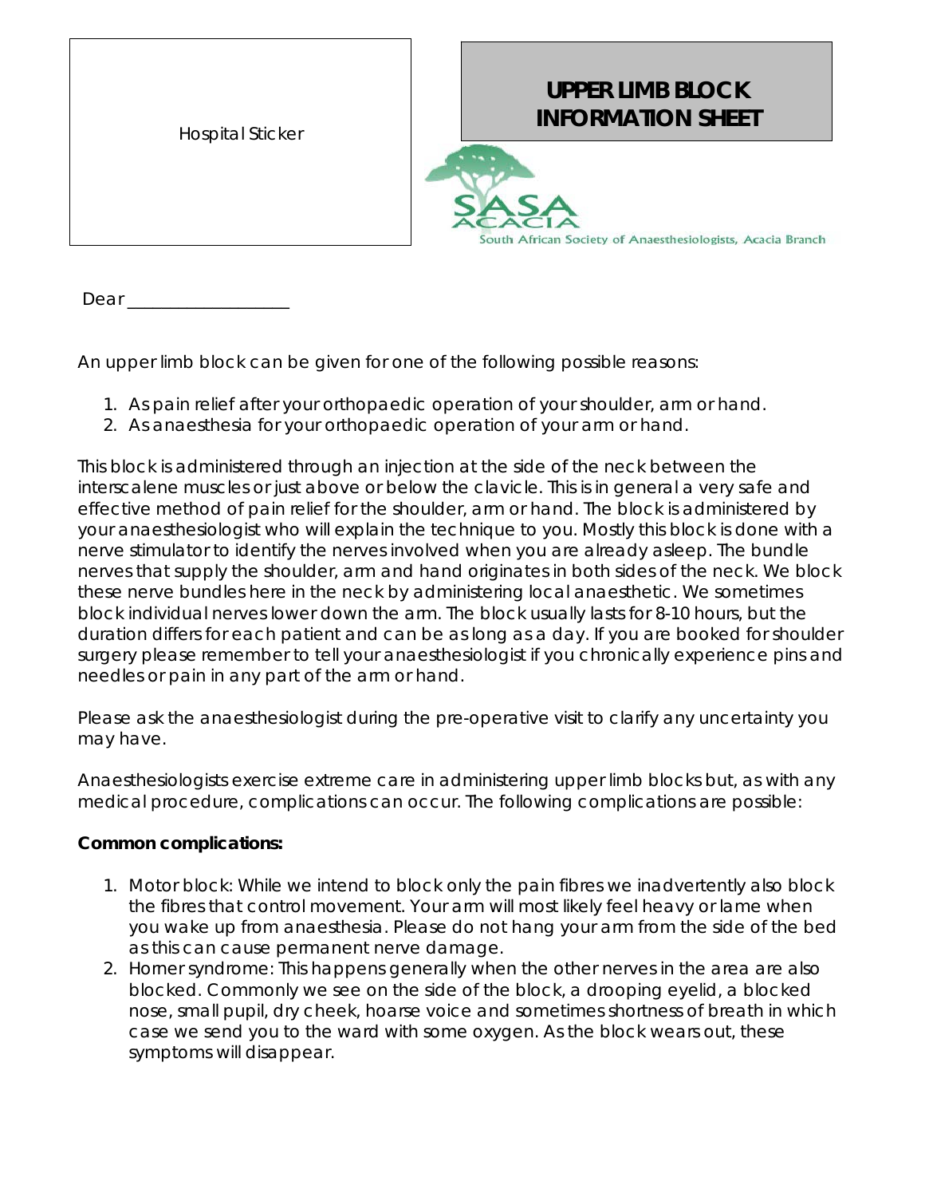Hospital Sticker

# UPPER LIMB BLOCK INFORMATION SHEET

SASA ACACIA
South African Society of Anaesthesiologists, Acacia Branch

Dear ___________________

An upper limb block can be given for one of the following possible reasons:

1. As pain relief after your orthopaedic operation of your shoulder, arm or hand.
2. As anaesthesia for your orthopaedic operation of your arm or hand.

This block is administered through an injection at the side of the neck between the interscalene muscles or just above or below the clavicle. This is in general a very safe and effective method of pain relief for the shoulder, arm or hand. The block is administered by your anaesthesiologist who will explain the technique to you. Mostly this block is done with a nerve stimulator to identify the nerves involved when you are already asleep. The bundle nerves that supply the shoulder, arm and hand originates in both sides of the neck. We block these nerve bundles here in the neck by administering local anaesthetic. We sometimes block individual nerves lower down the arm. The block usually lasts for 8-10 hours, but the duration differs for each patient and can be as long as a day. If you are booked for shoulder surgery please remember to tell your anaesthesiologist if you chronically experience pins and needles or pain in any part of the arm or hand.

Please ask the anaesthesiologist during the pre-operative visit to clarify any uncertainty you may have.

Anaesthesiologists exercise extreme care in administering upper limb blocks but, as with any medical procedure, complications can occur. The following complications are possible:

**Common complications:**

1. Motor block: While we intend to block only the pain fibres we inadvertently also block the fibres that control movement. Your arm will most likely feel heavy or lame when you wake up from anaesthesia. Please do not hang your arm from the side of the bed as this can cause permanent nerve damage.
2. Horner syndrome: This happens generally when the other nerves in the area are also blocked. Commonly we see on the side of the block, a drooping eyelid, a blocked nose, small pupil, dry cheek, hoarse voice and sometimes shortness of breath in which case we send you to the ward with some oxygen. As the block wears out, these symptoms will disappear.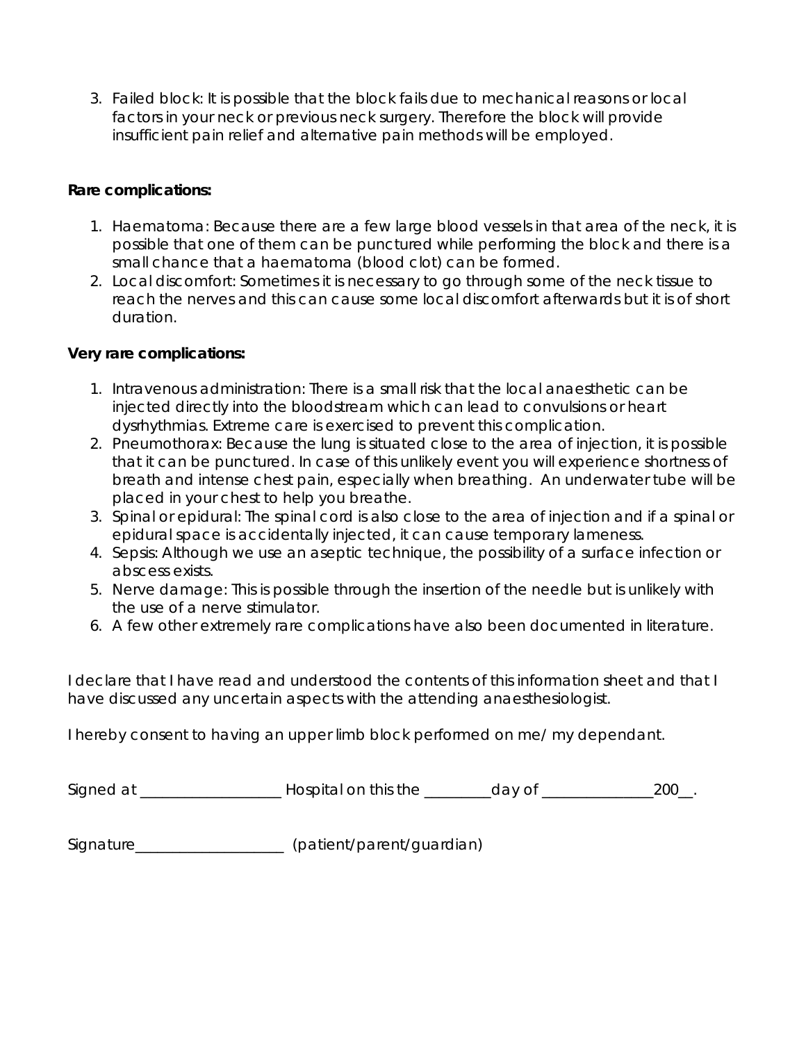3. Failed block: It is possible that the block fails due to mechanical reasons or local factors in your neck or previous neck surgery. Therefore the block will provide insufficient pain relief and alternative pain methods will be employed.

**Rare complications:**

1. Haematoma: Because there are a few large blood vessels in that area of the neck, it is possible that one of them can be punctured while performing the block and there is a small chance that a haematoma (blood clot) can be formed.
2. Local discomfort: Sometimes it is necessary to go through some of the neck tissue to reach the nerves and this can cause some local discomfort afterwards but it is of short duration.

**Very rare complications:**

1. Intravenous administration: There is a small risk that the local anaesthetic can be injected directly into the bloodstream which can lead to convulsions or heart dysrhythmias. Extreme care is exercised to prevent this complication.
2. Pneumothorax: Because the lung is situated close to the area of injection, it is possible that it can be punctured. In case of this unlikely event you will experience shortness of breath and intense chest pain, especially when breathing. An underwater tube will be placed in your chest to help you breathe.
3. Spinal or epidural: The spinal cord is also close to the area of injection and if a spinal or epidural space is accidentally injected, it can cause temporary lameness.
4. Sepsis: Although we use an aseptic technique, the possibility of a surface infection or abscess exists.
5. Nerve damage: This is possible through the insertion of the needle but is unlikely with the use of a nerve stimulator.
6. A few other extremely rare complications have also been documented in literature.

I declare that I have read and understood the contents of this information sheet and that I have discussed any uncertain aspects with the attending anaesthesiologist.

I hereby consent to having an upper limb block performed on me/ my dependant.

Signed at __________________ Hospital on this the _________day of _______________200__.

Signature___________________ (patient/parent/guardian)